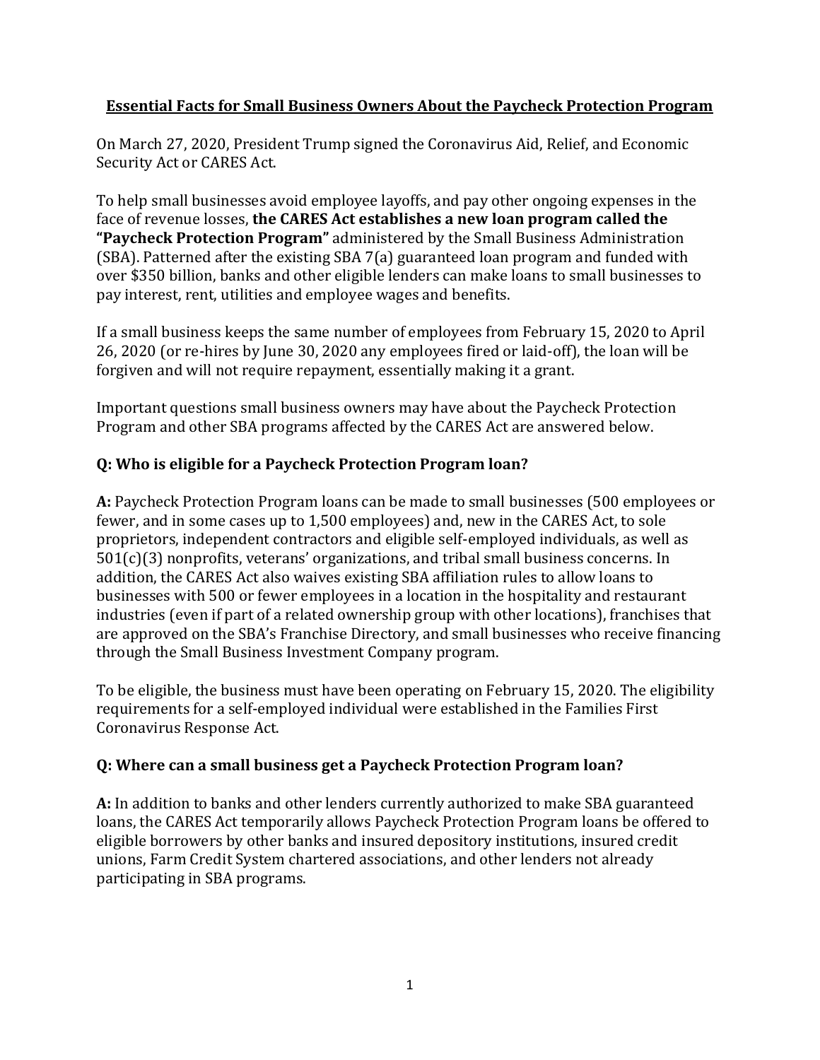# **Essential Facts for Small Business Owners About the Paycheck Protection Program**

On March 27, 2020, President Trump signed the Coronavirus Aid, Relief, and Economic Security Act or CARES Act.

To help small businesses avoid employee layoffs, and pay other ongoing expenses in the face of revenue losses, **the CARES Act establishes a new loan program called the "Paycheck Protection Program"** administered by the Small Business Administration (SBA). Patterned after the existing SBA 7(a) guaranteed loan program and funded with over $350 billion, banks and other eligible lenders can make loans to small businesses to pay interest, rent, utilities and employee wages and benefits.

If a small business keeps the same number of employees from February 15, 2020 to April 26, 2020 (or re-hires by June 30, 2020 any employees fired or laid-off), the loan will be forgiven and will not require repayment, essentially making it a grant.

Important questions small business owners may have about the Paycheck Protection Program and other SBA programs affected by the CARES Act are answered below.

### **Q: Who is eligible for a Paycheck Protection Program loan?**

**A:** Paycheck Protection Program loans can be made to small businesses (500 employees or fewer, and in some cases up to 1,500 employees) and, new in the CARES Act, to sole proprietors, independent contractors and eligible self-employed individuals, as well as 501(c)(3) nonprofits, veterans' organizations, and tribal small business concerns. In addition, the CARES Act also waives existing SBA affiliation rules to allow loans to businesses with 500 or fewer employees in a location in the hospitality and restaurant industries (even if part of a related ownership group with other locations), franchises that are approved on the SBA's Franchise Directory, and small businesses who receive financing through the Small Business Investment Company program.

To be eligible, the business must have been operating on February 15, 2020. The eligibility requirements for a self-employed individual were established in the Families First Coronavirus Response Act.

### **Q: Where can a small business get a Paycheck Protection Program loan?**

**A:** In addition to banks and other lenders currently authorized to make SBA guaranteed loans, the CARES Act temporarily allows Paycheck Protection Program loans be offered to eligible borrowers by other banks and insured depository institutions, insured credit unions, Farm Credit System chartered associations, and other lenders not already participating in SBA programs.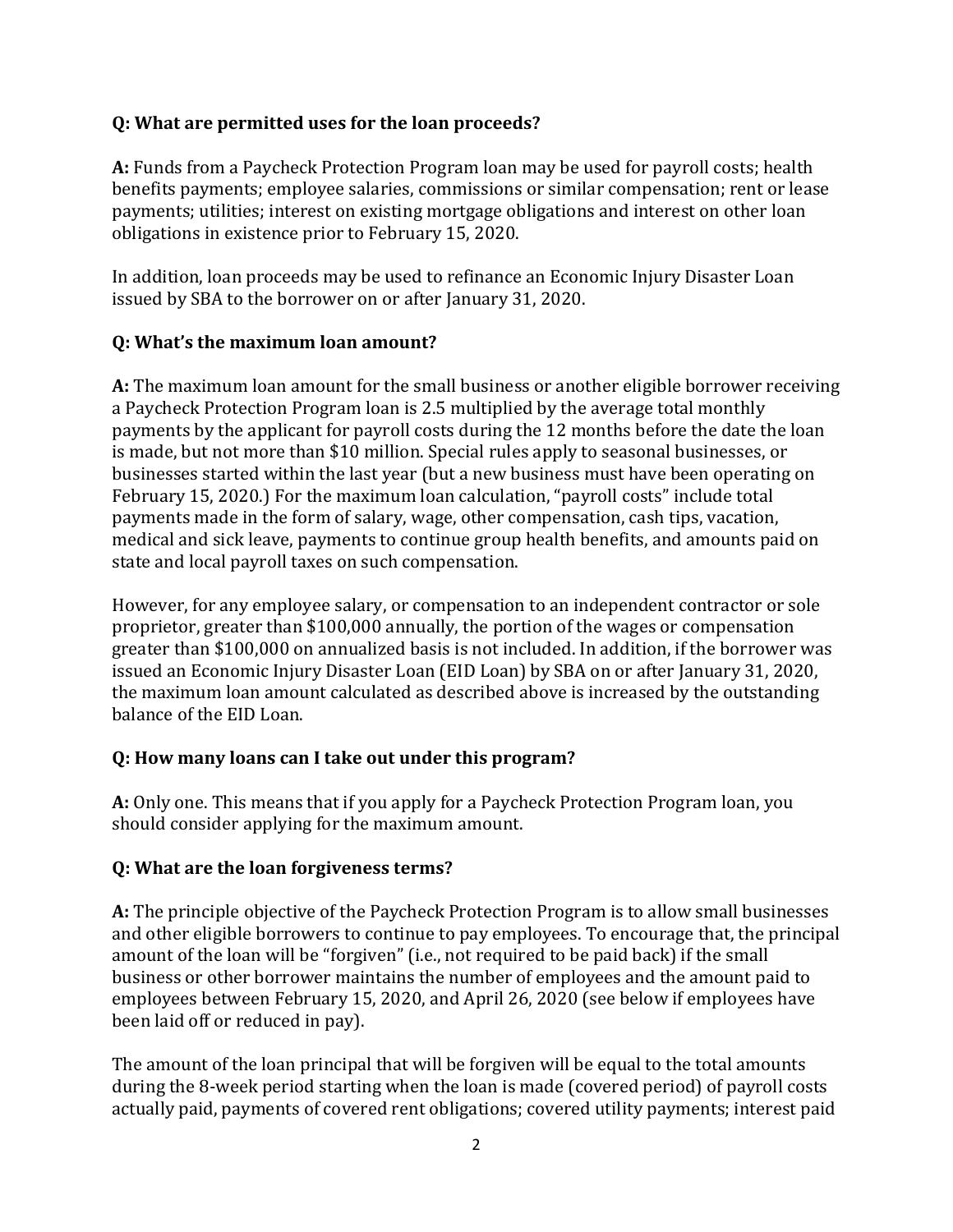**Q: What are permitted uses for the loan proceeds?**

**A:** Funds from a Paycheck Protection Program loan may be used for payroll costs; health benefits payments; employee salaries, commissions or similar compensation; rent or lease payments; utilities; interest on existing mortgage obligations and interest on other loan obligations in existence prior to February 15, 2020.

In addition, loan proceeds may be used to refinance an Economic Injury Disaster Loan issued by SBA to the borrower on or after January 31, 2020.

**Q: What's the maximum loan amount?**

**A:** The maximum loan amount for the small business or another eligible borrower receiving a Paycheck Protection Program loan is 2.5 multiplied by the average total monthly payments by the applicant for payroll costs during the 12 months before the date the loan is made, but not more than $10 million. Special rules apply to seasonal businesses, or businesses started within the last year (but a new business must have been operating on February 15, 2020.) For the maximum loan calculation, "payroll costs" include total payments made in the form of salary, wage, other compensation, cash tips, vacation, medical and sick leave, payments to continue group health benefits, and amounts paid on state and local payroll taxes on such compensation.

However, for any employee salary, or compensation to an independent contractor or sole proprietor, greater than $100,000 annually, the portion of the wages or compensation greater than $100,000 on annualized basis is not included. In addition, if the borrower was issued an Economic Injury Disaster Loan (EID Loan) by SBA on or after January 31, 2020, the maximum loan amount calculated as described above is increased by the outstanding balance of the EID Loan.

**Q: How many loans can I take out under this program?**

**A:** Only one. This means that if you apply for a Paycheck Protection Program loan, you should consider applying for the maximum amount.

**Q: What are the loan forgiveness terms?**

**A:** The principle objective of the Paycheck Protection Program is to allow small businesses and other eligible borrowers to continue to pay employees. To encourage that, the principal amount of the loan will be "forgiven" (i.e., not required to be paid back) if the small business or other borrower maintains the number of employees and the amount paid to employees between February 15, 2020, and April 26, 2020 (see below if employees have been laid off or reduced in pay).

The amount of the loan principal that will be forgiven will be equal to the total amounts during the 8-week period starting when the loan is made (covered period) of payroll costs actually paid, payments of covered rent obligations; covered utility payments; interest paid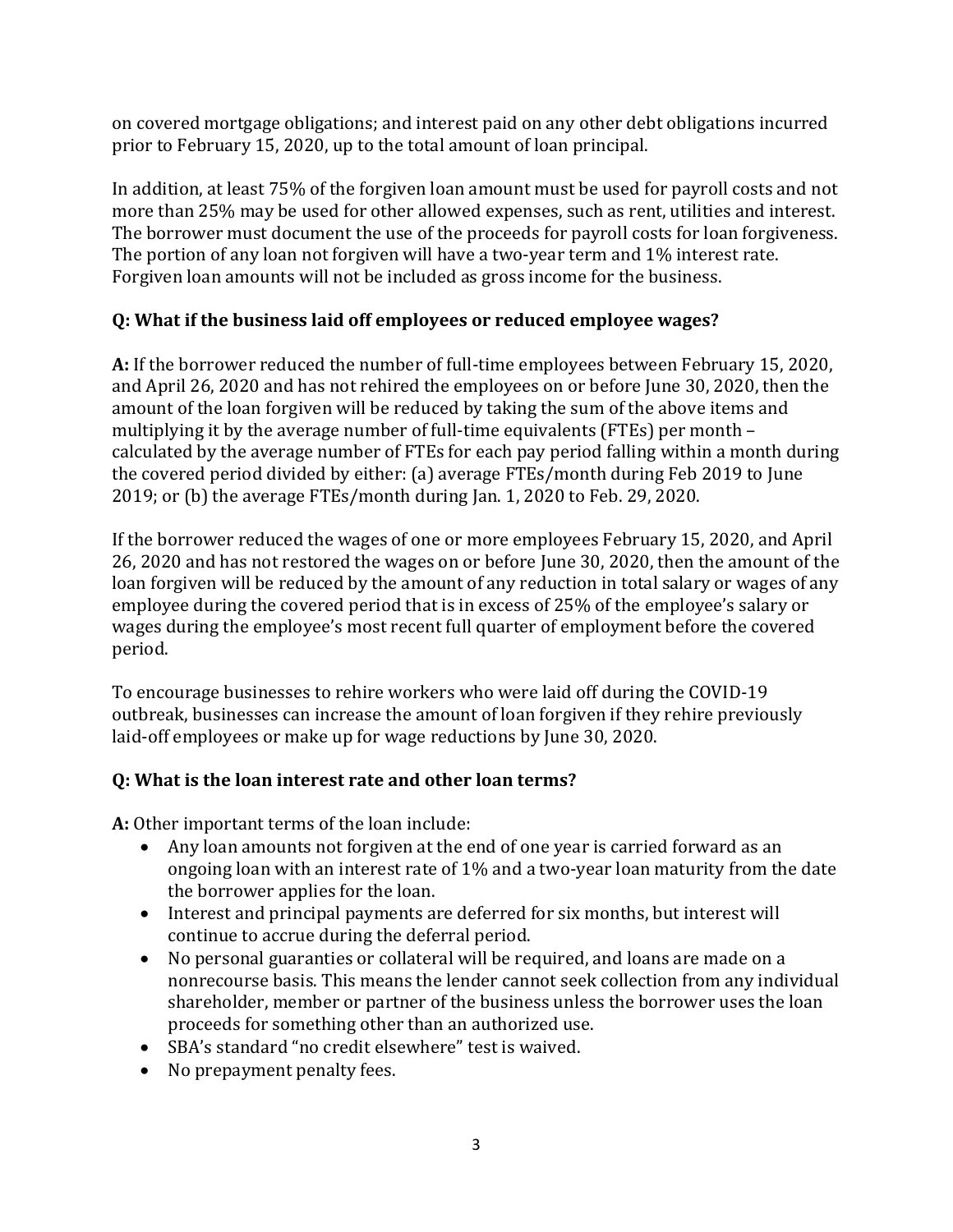on covered mortgage obligations; and interest paid on any other debt obligations incurred prior to February 15, 2020, up to the total amount of loan principal.

In addition, at least 75% of the forgiven loan amount must be used for payroll costs and not more than 25% may be used for other allowed expenses, such as rent, utilities and interest. The borrower must document the use of the proceeds for payroll costs for loan forgiveness. The portion of any loan not forgiven will have a two-year term and 1% interest rate. Forgiven loan amounts will not be included as gross income for the business.

**Q: What if the business laid off employees or reduced employee wages?**

**A:** If the borrower reduced the number of full-time employees between February 15, 2020, and April 26, 2020 and has not rehired the employees on or before June 30, 2020, then the amount of the loan forgiven will be reduced by taking the sum of the above items and multiplying it by the average number of full-time equivalents (FTEs) per month – calculated by the average number of FTEs for each pay period falling within a month during the covered period divided by either: (a) average FTEs/month during Feb 2019 to June 2019; or (b) the average FTEs/month during Jan. 1, 2020 to Feb. 29, 2020.

If the borrower reduced the wages of one or more employees February 15, 2020, and April 26, 2020 and has not restored the wages on or before June 30, 2020, then the amount of the loan forgiven will be reduced by the amount of any reduction in total salary or wages of any employee during the covered period that is in excess of 25% of the employee's salary or wages during the employee's most recent full quarter of employment before the covered period.

To encourage businesses to rehire workers who were laid off during the COVID-19 outbreak, businesses can increase the amount of loan forgiven if they rehire previously laid-off employees or make up for wage reductions by June 30, 2020.

**Q: What is the loan interest rate and other loan terms?**

**A:** Other important terms of the loan include:

- Any loan amounts not forgiven at the end of one year is carried forward as an ongoing loan with an interest rate of 1% and a two-year loan maturity from the date the borrower applies for the loan.
- Interest and principal payments are deferred for six months, but interest will continue to accrue during the deferral period.
- No personal guaranties or collateral will be required, and loans are made on a nonrecourse basis. This means the lender cannot seek collection from any individual shareholder, member or partner of the business unless the borrower uses the loan proceeds for something other than an authorized use.
- SBA's standard "no credit elsewhere" test is waived.
- No prepayment penalty fees.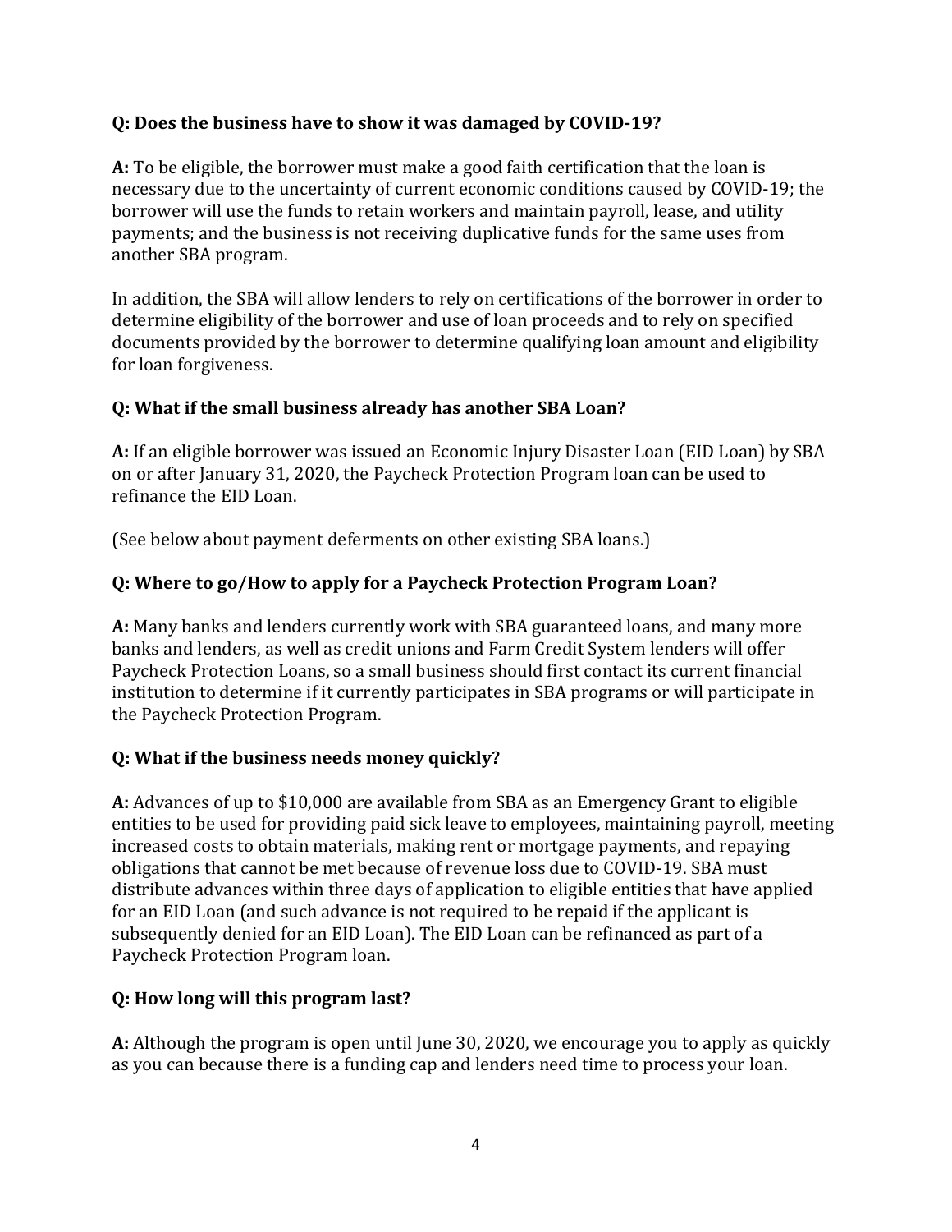**Q: Does the business have to show it was damaged by COVID-19?**

**A:** To be eligible, the borrower must make a good faith certification that the loan is necessary due to the uncertainty of current economic conditions caused by COVID-19; the borrower will use the funds to retain workers and maintain payroll, lease, and utility payments; and the business is not receiving duplicative funds for the same uses from another SBA program.

In addition, the SBA will allow lenders to rely on certifications of the borrower in order to determine eligibility of the borrower and use of loan proceeds and to rely on specified documents provided by the borrower to determine qualifying loan amount and eligibility for loan forgiveness.

**Q: What if the small business already has another SBA Loan?**

**A:** If an eligible borrower was issued an Economic Injury Disaster Loan (EID Loan) by SBA on or after January 31, 2020, the Paycheck Protection Program loan can be used to refinance the EID Loan.

(See below about payment deferments on other existing SBA loans.)

**Q: Where to go/How to apply for a Paycheck Protection Program Loan?**

**A:** Many banks and lenders currently work with SBA guaranteed loans, and many more banks and lenders, as well as credit unions and Farm Credit System lenders will offer Paycheck Protection Loans, so a small business should first contact its current financial institution to determine if it currently participates in SBA programs or will participate in the Paycheck Protection Program.

**Q: What if the business needs money quickly?**

**A:** Advances of up to $10,000 are available from SBA as an Emergency Grant to eligible entities to be used for providing paid sick leave to employees, maintaining payroll, meeting increased costs to obtain materials, making rent or mortgage payments, and repaying obligations that cannot be met because of revenue loss due to COVID-19. SBA must distribute advances within three days of application to eligible entities that have applied for an EID Loan (and such advance is not required to be repaid if the applicant is subsequently denied for an EID Loan). The EID Loan can be refinanced as part of a Paycheck Protection Program loan.

**Q: How long will this program last?**

**A:** Although the program is open until June 30, 2020, we encourage you to apply as quickly as you can because there is a funding cap and lenders need time to process your loan.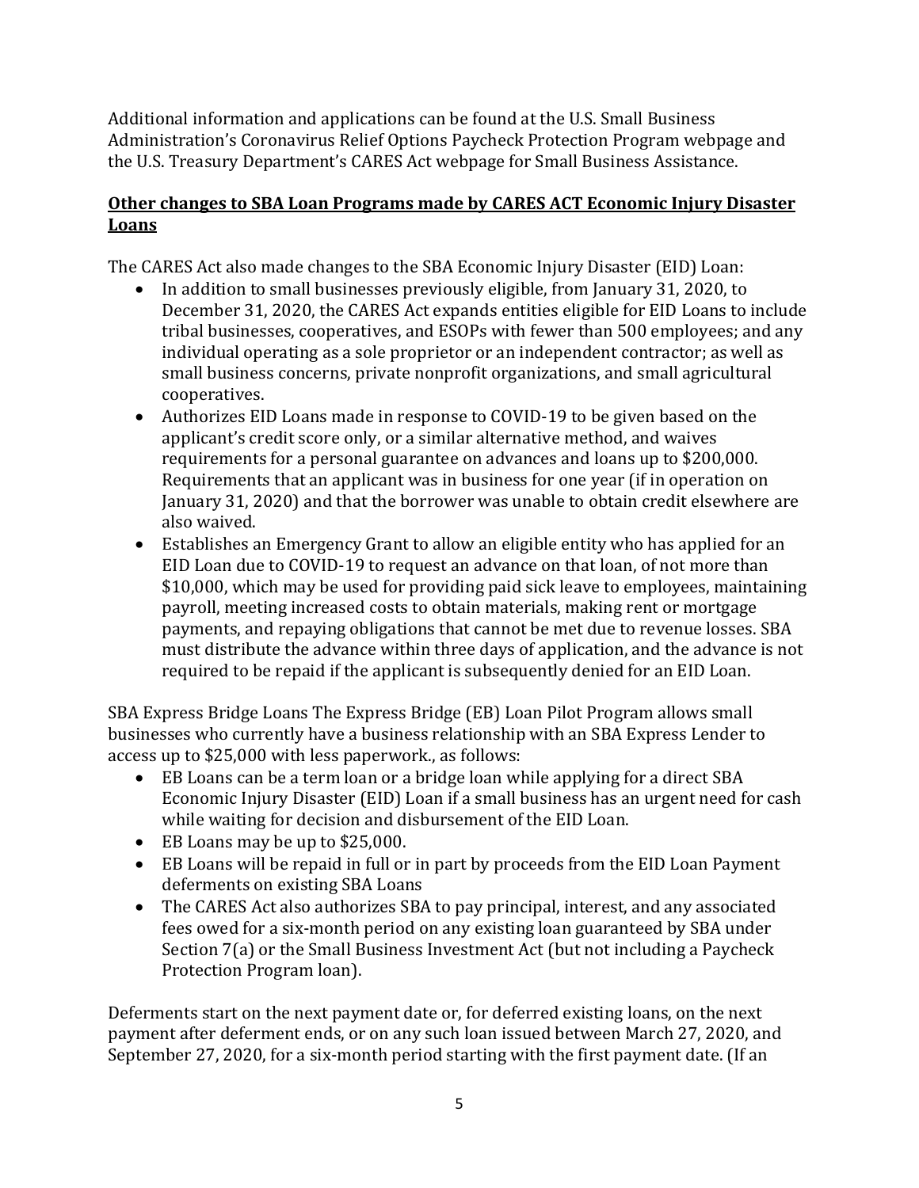Additional information and applications can be found at the U.S. Small Business Administration's Coronavirus Relief Options Paycheck Protection Program webpage and the U.S. Treasury Department's CARES Act webpage for Small Business Assistance.

**Other changes to SBA Loan Programs made by CARES ACT Economic Injury Disaster Loans**

The CARES Act also made changes to the SBA Economic Injury Disaster (EID) Loan:

- In addition to small businesses previously eligible, from January 31, 2020, to December 31, 2020, the CARES Act expands entities eligible for EID Loans to include tribal businesses, cooperatives, and ESOPs with fewer than 500 employees; and any individual operating as a sole proprietor or an independent contractor; as well as small business concerns, private nonprofit organizations, and small agricultural cooperatives.
- Authorizes EID Loans made in response to COVID-19 to be given based on the applicant's credit score only, or a similar alternative method, and waives requirements for a personal guarantee on advances and loans up to $200,000. Requirements that an applicant was in business for one year (if in operation on January 31, 2020) and that the borrower was unable to obtain credit elsewhere are also waived.
- Establishes an Emergency Grant to allow an eligible entity who has applied for an EID Loan due to COVID-19 to request an advance on that loan, of not more than $10,000, which may be used for providing paid sick leave to employees, maintaining payroll, meeting increased costs to obtain materials, making rent or mortgage payments, and repaying obligations that cannot be met due to revenue losses. SBA must distribute the advance within three days of application, and the advance is not required to be repaid if the applicant is subsequently denied for an EID Loan.

SBA Express Bridge Loans The Express Bridge (EB) Loan Pilot Program allows small businesses who currently have a business relationship with an SBA Express Lender to access up to $25,000 with less paperwork., as follows:

- EB Loans can be a term loan or a bridge loan while applying for a direct SBA Economic Injury Disaster (EID) Loan if a small business has an urgent need for cash while waiting for decision and disbursement of the EID Loan.
- EB Loans may be up to $25,000.
- EB Loans will be repaid in full or in part by proceeds from the EID Loan Payment deferments on existing SBA Loans
- The CARES Act also authorizes SBA to pay principal, interest, and any associated fees owed for a six-month period on any existing loan guaranteed by SBA under Section 7(a) or the Small Business Investment Act (but not including a Paycheck Protection Program loan).

Deferments start on the next payment date or, for deferred existing loans, on the next payment after deferment ends, or on any such loan issued between March 27, 2020, and September 27, 2020, for a six-month period starting with the first payment date. (If an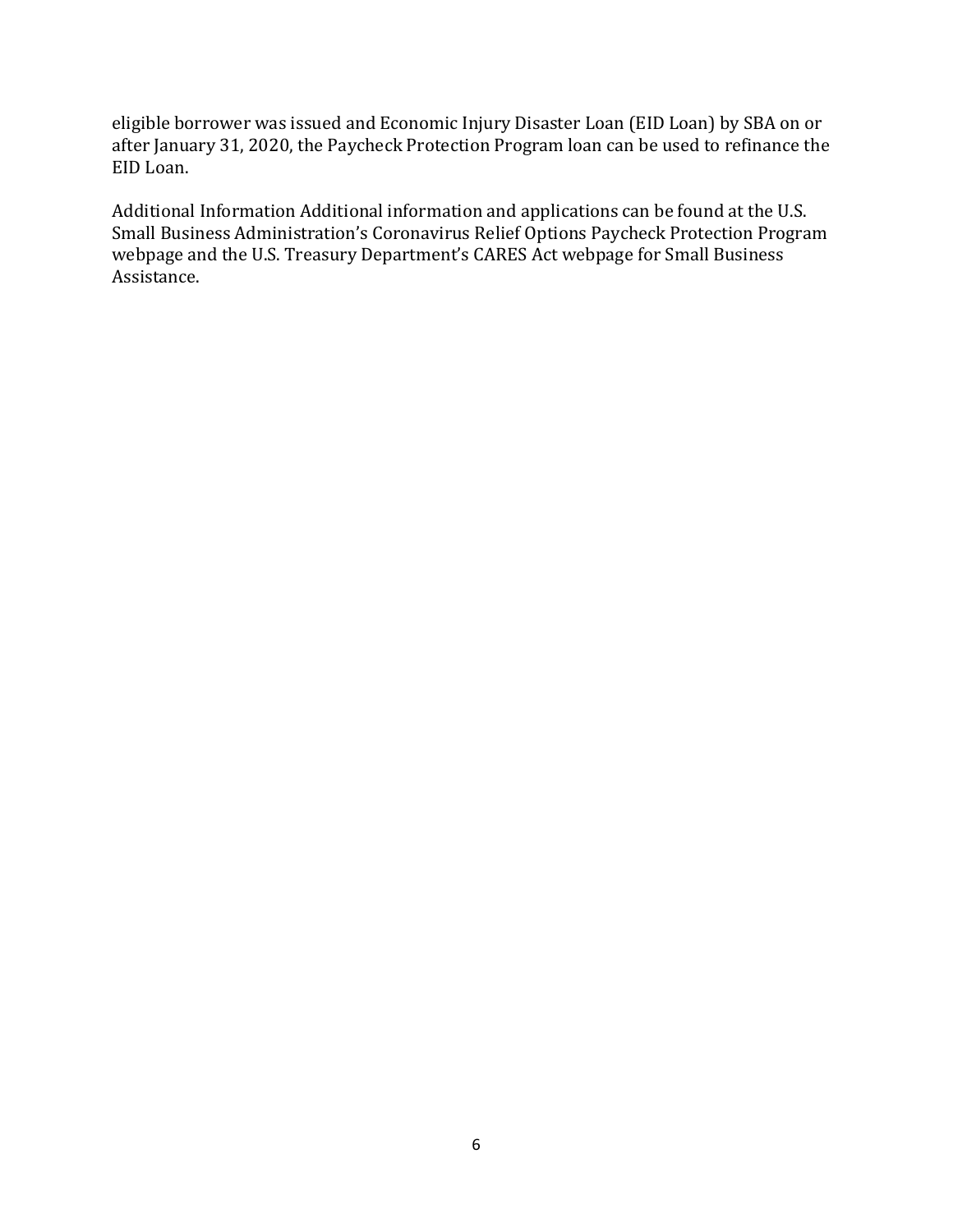eligible borrower was issued and Economic Injury Disaster Loan (EID Loan) by SBA on or after January 31, 2020, the Paycheck Protection Program loan can be used to refinance the EID Loan.

Additional Information Additional information and applications can be found at the U.S. Small Business Administration's Coronavirus Relief Options Paycheck Protection Program webpage and the U.S. Treasury Department's CARES Act webpage for Small Business Assistance.